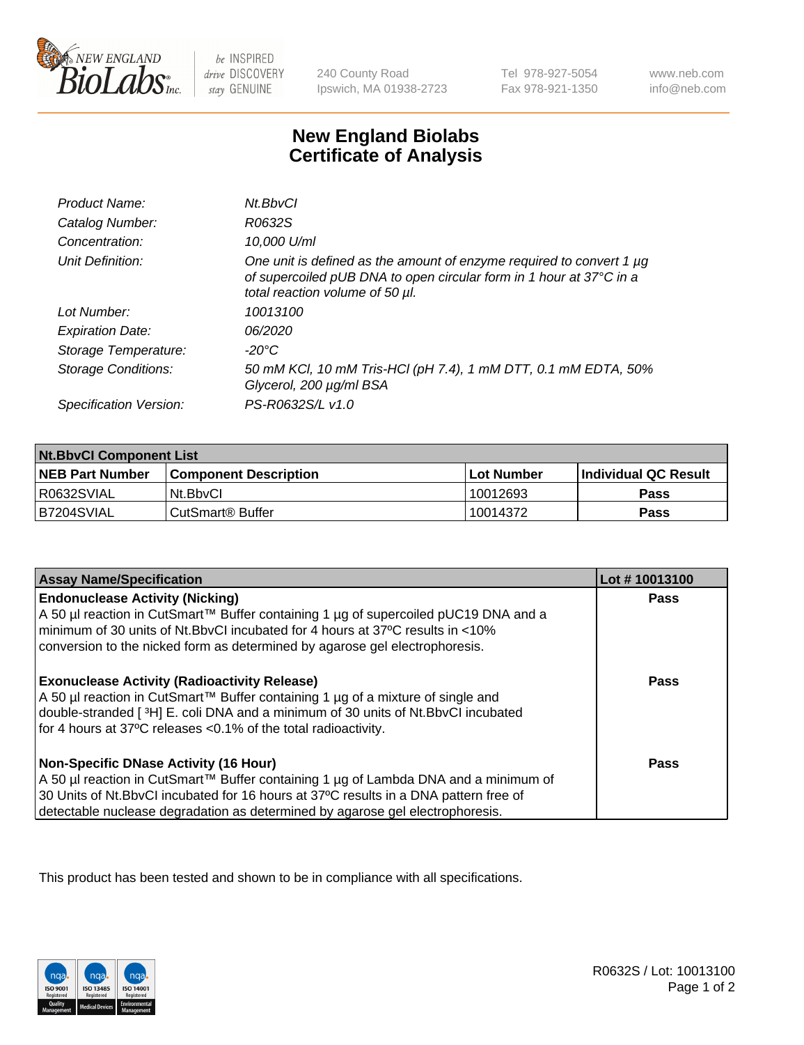240 County Road
Ipswich, MA 01938-2723

Tel 978-927-5054
Fax 978-921-1350

www.neb.com
info@neb.com

# New England Biolabs
# Certificate of Analysis

| | |
|---|---|
| *Product Name:* | *Nt.BbvCI* |
| *Catalog Number:* | *R0632S* |
| *Concentration:* | *10,000 U/ml* |
| *Unit Definition:* | *One unit is defined as the amount of enzyme required to convert 1 µg of supercoiled pUB DNA to open circular form in 1 hour at 37°C in a total reaction volume of 50 µl.* |
| *Lot Number:* | *10013100* |
| *Expiration Date:* | *06/2020* |
| *Storage Temperature:* | *-20°C* |
| *Storage Conditions:* | *50 mM KCl, 10 mM Tris-HCl (pH 7.4), 1 mM DTT, 0.1 mM EDTA, 50% Glycerol, 200 µg/ml BSA* |
| *Specification Version:* | *PS-R0632S/L v1.0* |

| **Nt.BbvCI Component List** | | | |
|---|---|---|---|
| **NEB Part Number** | **Component Description** | **Lot Number** | **Individual QC Result** |
| R0632SVIAL | Nt.BbvCI | 10012693 | **Pass** |
| B7204SVIAL | CutSmart® Buffer | 10014372 | **Pass** |

| **Assay Name/Specification** | **Lot # 10013100** |
|---|---|
| **Endonuclease Activity (Nicking)**<br>A 50 µl reaction in CutSmart™ Buffer containing 1 µg of supercoiled pUC19 DNA and a minimum of 30 units of Nt.BbvCI incubated for 4 hours at 37ºC results in <10% conversion to the nicked form as determined by agarose gel electrophoresis. | **Pass** |
| **Exonuclease Activity (Radioactivity Release)**<br>A 50 µl reaction in CutSmart™ Buffer containing 1 µg of a mixture of single and double-stranded [ $^{3}$H] E. coli DNA and a minimum of 30 units of Nt.BbvCI incubated for 4 hours at 37ºC releases <0.1% of the total radioactivity. | **Pass** |
| **Non-Specific DNase Activity (16 Hour)**<br>A 50 µl reaction in CutSmart™ Buffer containing 1 µg of Lambda DNA and a minimum of 30 Units of Nt.BbvCI incubated for 16 hours at 37ºC results in a DNA pattern free of detectable nuclease degradation as determined by agarose gel electrophoresis. | **Pass** |

This product has been tested and shown to be in compliance with all specifications.

R0632S / Lot: 10013100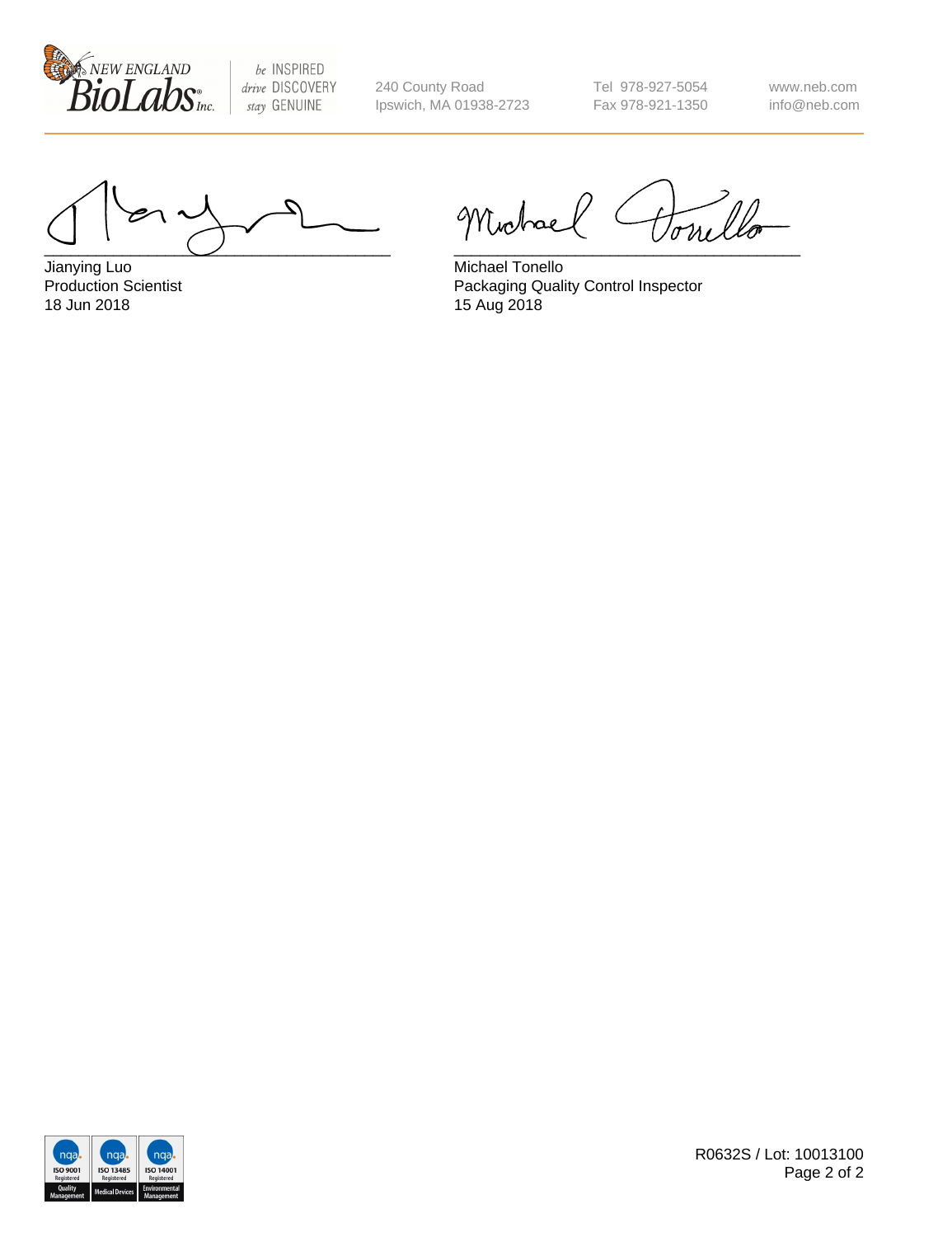NEW ENGLAND BioLabs Inc.

be INSPIRED drive DISCOVERY stay GENUINE

240 County Road
Ipswich, MA 01938-2723

Tel 978-927-5054
Fax 978-921-1350

www.neb.com
info@neb.com

Jianying Luo
Production Scientist
18 Jun 2018

Michael Tonello
Packaging Quality Control Inspector
15 Aug 2018

ISO 9001 Registered Quality Management | ISO 13485 Registered Medical Devices | ISO 14001 Registered Environmental Management

R0632S / Lot: 10013100